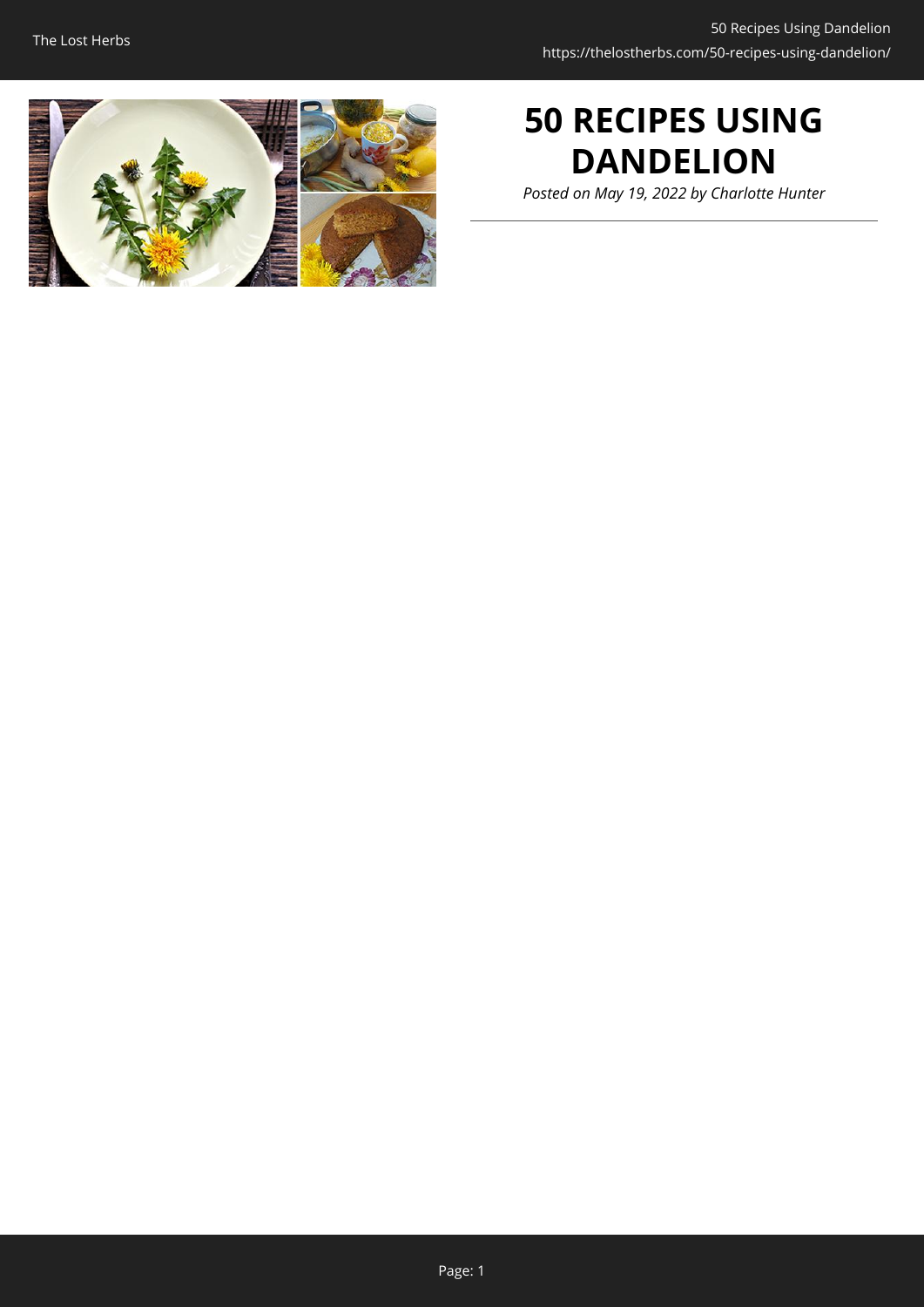# 50 RECIPES USING DANDELION

*Posted on May 19, 2022 by Charlotte Hunter*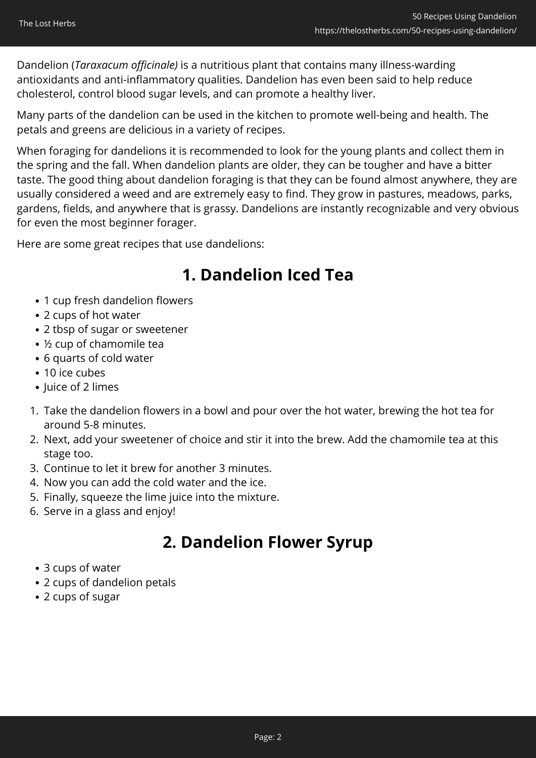Dandelion (*Taraxacum officinale)* is a nutritious plant that contains many illness-warding antioxidants and anti-inflammatory qualities. Dandelion has even been said to help reduce cholesterol, control blood sugar levels, and can promote a healthy liver.

Many parts of the dandelion can be used in the kitchen to promote well-being and health. The petals and greens are delicious in a variety of recipes.

When foraging for dandelions it is recommended to look for the young plants and collect them in the spring and the fall. When dandelion plants are older, they can be tougher and have a bitter taste. The good thing about dandelion foraging is that they can be found almost anywhere, they are usually considered a weed and are extremely easy to find. They grow in pastures, meadows, parks, gardens, fields, and anywhere that is grassy. Dandelions are instantly recognizable and very obvious for even the most beginner forager.

Here are some great recipes that use dandelions:

## 1. Dandelion Iced Tea

- 1 cup fresh dandelion flowers
- 2 cups of hot water
- 2 tbsp of sugar or sweetener
- ½ cup of chamomile tea
- 6 quarts of cold water
- 10 ice cubes
- Juice of 2 limes

1. Take the dandelion flowers in a bowl and pour over the hot water, brewing the hot tea for around 5-8 minutes.
2. Next, add your sweetener of choice and stir it into the brew. Add the chamomile tea at this stage too.
3. Continue to let it brew for another 3 minutes.
4. Now you can add the cold water and the ice.
5. Finally, squeeze the lime juice into the mixture.
6. Serve in a glass and enjoy!

## 2. Dandelion Flower Syrup

- 3 cups of water
- 2 cups of dandelion petals
- 2 cups of sugar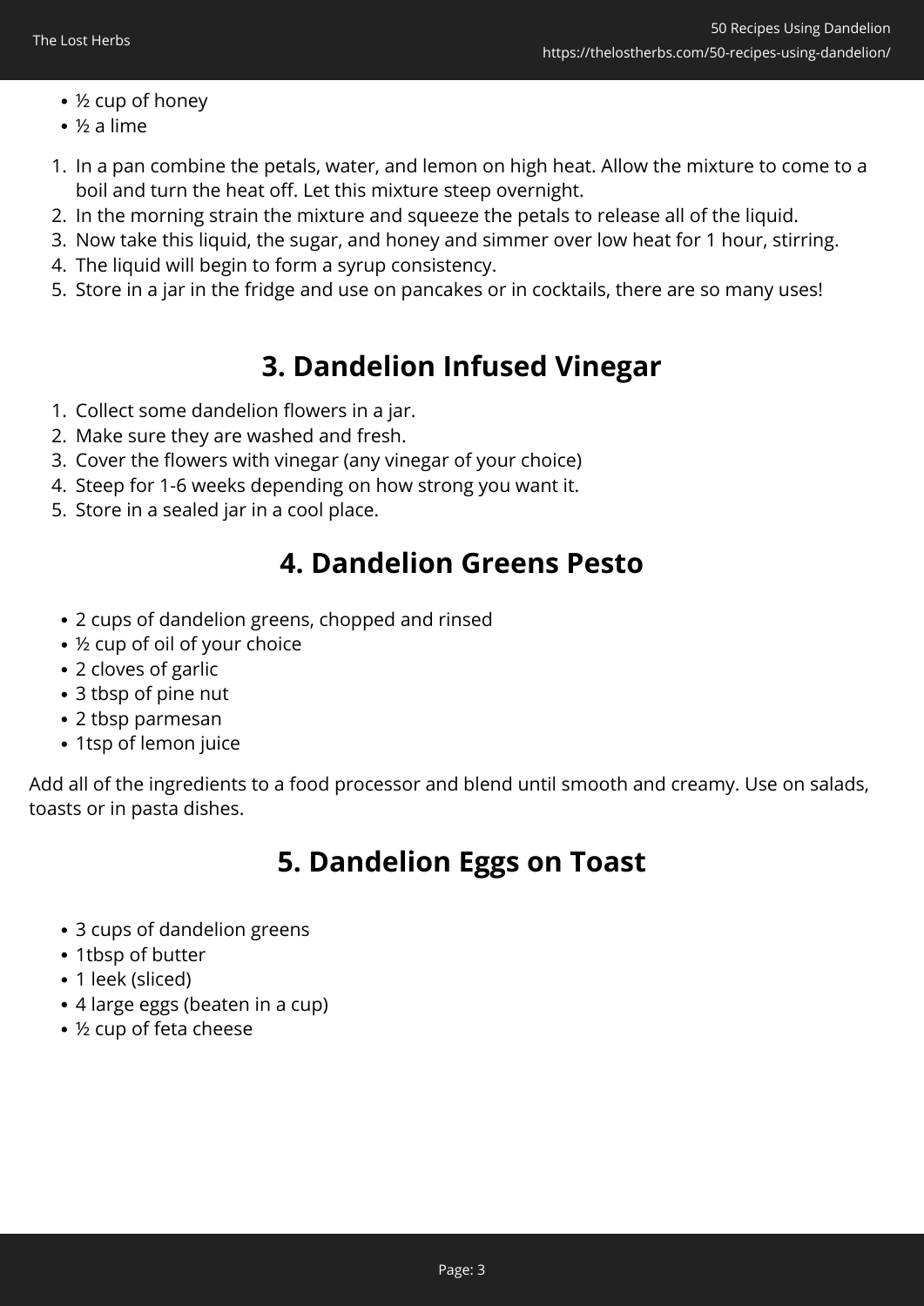- ½ cup of honey
- ½ a lime

1. In a pan combine the petals, water, and lemon on high heat. Allow the mixture to come to a boil and turn the heat off. Let this mixture steep overnight.
2. In the morning strain the mixture and squeeze the petals to release all of the liquid.
3. Now take this liquid, the sugar, and honey and simmer over low heat for 1 hour, stirring.
4. The liquid will begin to form a syrup consistency.
5. Store in a jar in the fridge and use on pancakes or in cocktails, there are so many uses!

## 3. Dandelion Infused Vinegar

1. Collect some dandelion flowers in a jar.
2. Make sure they are washed and fresh.
3. Cover the flowers with vinegar (any vinegar of your choice)
4. Steep for 1-6 weeks depending on how strong you want it.
5. Store in a sealed jar in a cool place.

## 4. Dandelion Greens Pesto

- 2 cups of dandelion greens, chopped and rinsed
- ½ cup of oil of your choice
- 2 cloves of garlic
- 3 tbsp of pine nut
- 2 tbsp parmesan
- 1tsp of lemon juice

Add all of the ingredients to a food processor and blend until smooth and creamy. Use on salads, toasts or in pasta dishes.

## 5. Dandelion Eggs on Toast

- 3 cups of dandelion greens
- 1tbsp of butter
- 1 leek (sliced)
- 4 large eggs (beaten in a cup)
- ½ cup of feta cheese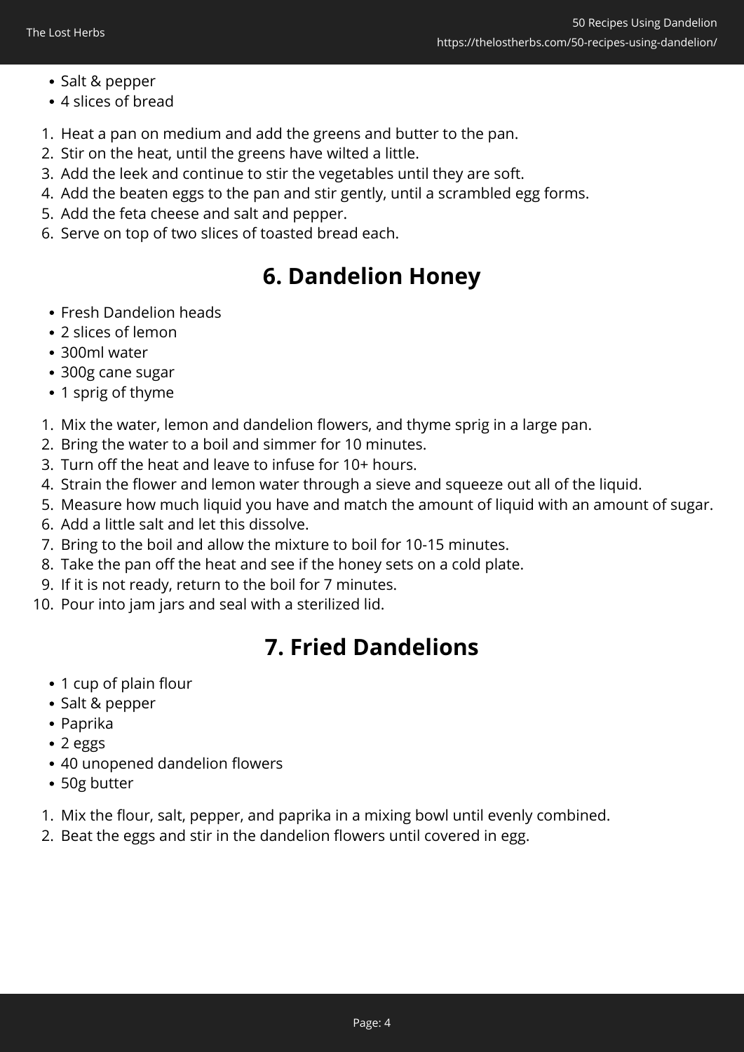- Salt & pepper
- 4 slices of bread

1. Heat a pan on medium and add the greens and butter to the pan.
2. Stir on the heat, until the greens have wilted a little.
3. Add the leek and continue to stir the vegetables until they are soft.
4. Add the beaten eggs to the pan and stir gently, until a scrambled egg forms.
5. Add the feta cheese and salt and pepper.
6. Serve on top of two slices of toasted bread each.

## 6. Dandelion Honey

- Fresh Dandelion heads
- 2 slices of lemon
- 300ml water
- 300g cane sugar
- 1 sprig of thyme

1. Mix the water, lemon and dandelion flowers, and thyme sprig in a large pan.
2. Bring the water to a boil and simmer for 10 minutes.
3. Turn off the heat and leave to infuse for 10+ hours.
4. Strain the flower and lemon water through a sieve and squeeze out all of the liquid.
5. Measure how much liquid you have and match the amount of liquid with an amount of sugar.
6. Add a little salt and let this dissolve.
7. Bring to the boil and allow the mixture to boil for 10-15 minutes.
8. Take the pan off the heat and see if the honey sets on a cold plate.
9. If it is not ready, return to the boil for 7 minutes.
10. Pour into jam jars and seal with a sterilized lid.

## 7. Fried Dandelions

- 1 cup of plain flour
- Salt & pepper
- Paprika
- 2 eggs
- 40 unopened dandelion flowers
- 50g butter

1. Mix the flour, salt, pepper, and paprika in a mixing bowl until evenly combined.
2. Beat the eggs and stir in the dandelion flowers until covered in egg.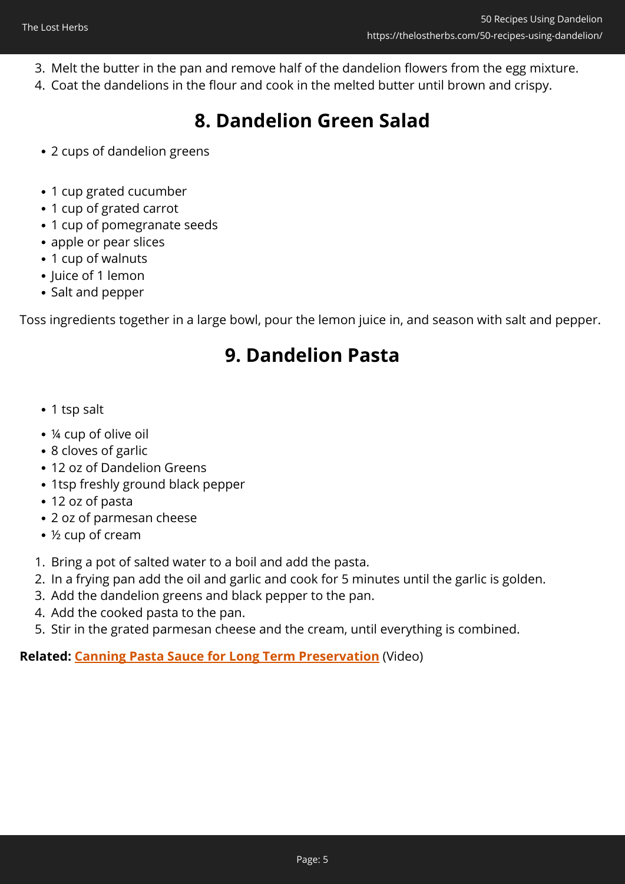3. Melt the butter in the pan and remove half of the dandelion flowers from the egg mixture.
4. Coat the dandelions in the flour and cook in the melted butter until brown and crispy.

## 8. Dandelion Green Salad

- 2 cups of dandelion greens

- 1 cup grated cucumber
- 1 cup of grated carrot
- 1 cup of pomegranate seeds
- apple or pear slices
- 1 cup of walnuts
- Juice of 1 lemon
- Salt and pepper

Toss ingredients together in a large bowl, pour the lemon juice in, and season with salt and pepper.

## 9. Dandelion Pasta

- 1 tsp salt

- ¼ cup of olive oil
- 8 cloves of garlic
- 12 oz of Dandelion Greens
- 1tsp freshly ground black pepper
- 12 oz of pasta
- 2 oz of parmesan cheese
- ½ cup of cream

1. Bring a pot of salted water to a boil and add the pasta.
2. In a frying pan add the oil and garlic and cook for 5 minutes until the garlic is golden.
3. Add the dandelion greens and black pepper to the pan.
4. Add the cooked pasta to the pan.
5. Stir in the grated parmesan cheese and the cream, until everything is combined.

**Related: Canning Pasta Sauce for Long Term Preservation** (Video)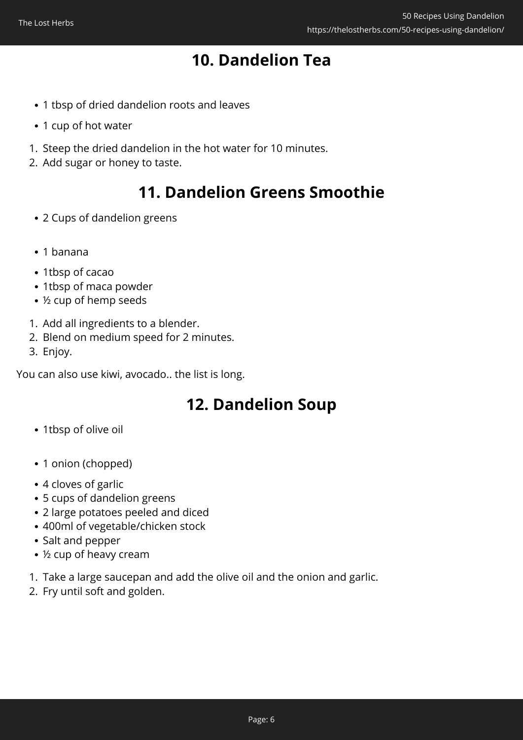## 10. Dandelion Tea

- 1 tbsp of dried dandelion roots and leaves
- 1 cup of hot water

1. Steep the dried dandelion in the hot water for 10 minutes.
2. Add sugar or honey to taste.

## 11. Dandelion Greens Smoothie

- 2 Cups of dandelion greens
- 1 banana
- 1tbsp of cacao
- 1tbsp of maca powder
- ½ cup of hemp seeds

1. Add all ingredients to a blender.
2. Blend on medium speed for 2 minutes.
3. Enjoy.

You can also use kiwi, avocado.. the list is long.

## 12. Dandelion Soup

- 1tbsp of olive oil
- 1 onion (chopped)
- 4 cloves of garlic
- 5 cups of dandelion greens
- 2 large potatoes peeled and diced
- 400ml of vegetable/chicken stock
- Salt and pepper
- ½ cup of heavy cream

1. Take a large saucepan and add the olive oil and the onion and garlic.
2. Fry until soft and golden.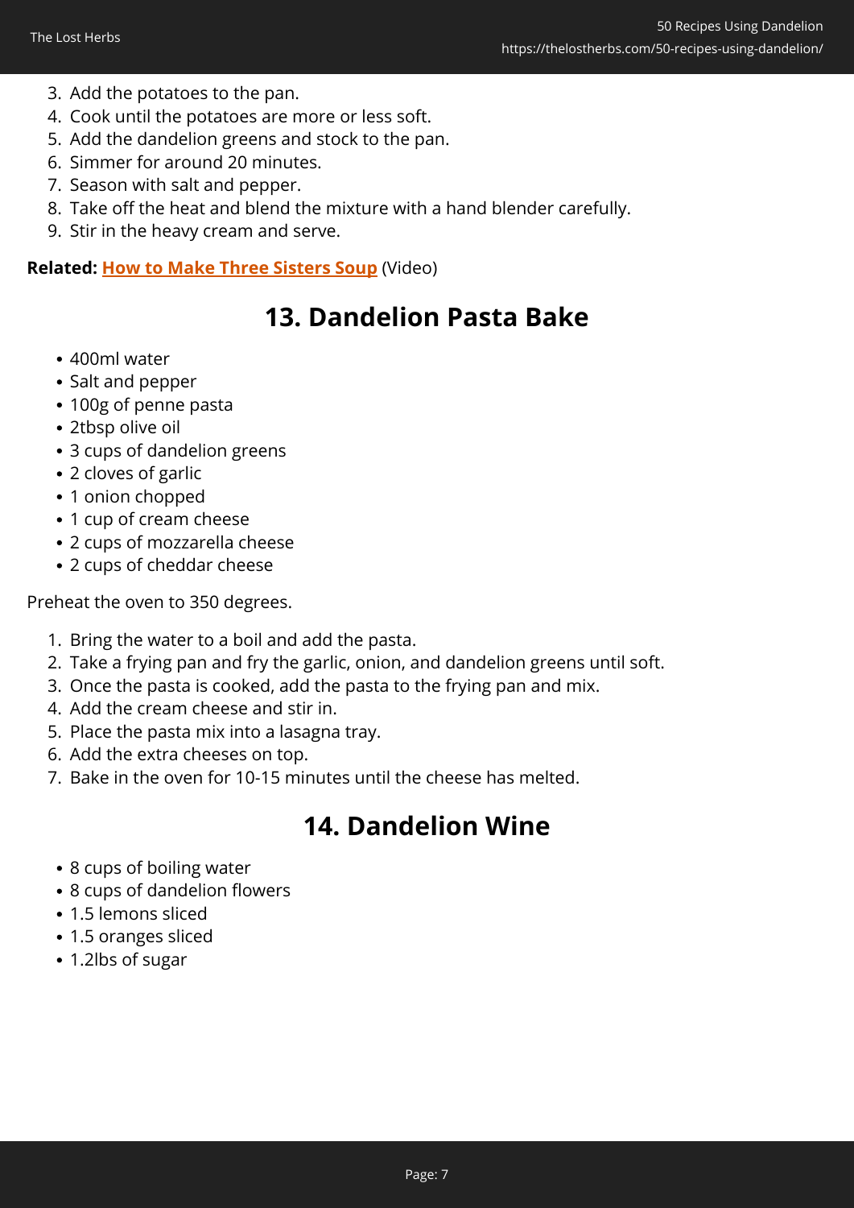3. Add the potatoes to the pan.
4. Cook until the potatoes are more or less soft.
5. Add the dandelion greens and stock to the pan.
6. Simmer for around 20 minutes.
7. Season with salt and pepper.
8. Take off the heat and blend the mixture with a hand blender carefully.
9. Stir in the heavy cream and serve.

**Related: How to Make Three Sisters Soup** (Video)

## 13. Dandelion Pasta Bake

- 400ml water
- Salt and pepper
- 100g of penne pasta
- 2tbsp olive oil
- 3 cups of dandelion greens
- 2 cloves of garlic
- 1 onion chopped
- 1 cup of cream cheese
- 2 cups of mozzarella cheese
- 2 cups of cheddar cheese

Preheat the oven to 350 degrees.

1. Bring the water to a boil and add the pasta.
2. Take a frying pan and fry the garlic, onion, and dandelion greens until soft.
3. Once the pasta is cooked, add the pasta to the frying pan and mix.
4. Add the cream cheese and stir in.
5. Place the pasta mix into a lasagna tray.
6. Add the extra cheeses on top.
7. Bake in the oven for 10-15 minutes until the cheese has melted.

## 14. Dandelion Wine

- 8 cups of boiling water
- 8 cups of dandelion flowers
- 1.5 lemons sliced
- 1.5 oranges sliced
- 1.2lbs of sugar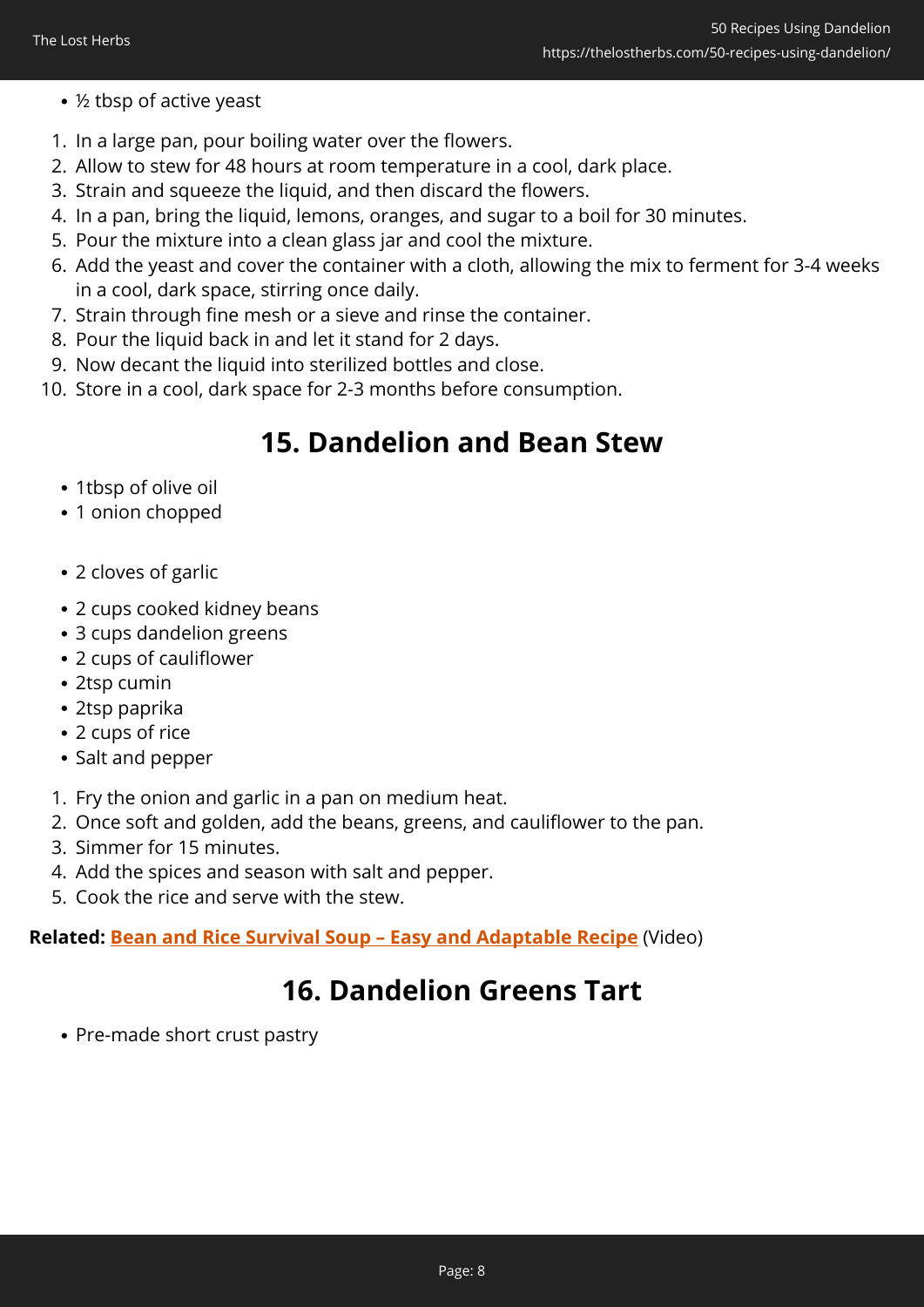- ½ tbsp of active yeast

1. In a large pan, pour boiling water over the flowers.
2. Allow to stew for 48 hours at room temperature in a cool, dark place.
3. Strain and squeeze the liquid, and then discard the flowers.
4. In a pan, bring the liquid, lemons, oranges, and sugar to a boil for 30 minutes.
5. Pour the mixture into a clean glass jar and cool the mixture.
6. Add the yeast and cover the container with a cloth, allowing the mix to ferment for 3-4 weeks in a cool, dark space, stirring once daily.
7. Strain through fine mesh or a sieve and rinse the container.
8. Pour the liquid back in and let it stand for 2 days.
9. Now decant the liquid into sterilized bottles and close.
10. Store in a cool, dark space for 2-3 months before consumption.

## 15. Dandelion and Bean Stew

- 1tbsp of olive oil
- 1 onion chopped
- 2 cloves of garlic
- 2 cups cooked kidney beans
- 3 cups dandelion greens
- 2 cups of cauliflower
- 2tsp cumin
- 2tsp paprika
- 2 cups of rice
- Salt and pepper

1. Fry the onion and garlic in a pan on medium heat.
2. Once soft and golden, add the beans, greens, and cauliflower to the pan.
3. Simmer for 15 minutes.
4. Add the spices and season with salt and pepper.
5. Cook the rice and serve with the stew.

**Related: Bean and Rice Survival Soup – Easy and Adaptable Recipe** (Video)

## 16. Dandelion Greens Tart

- Pre-made short crust pastry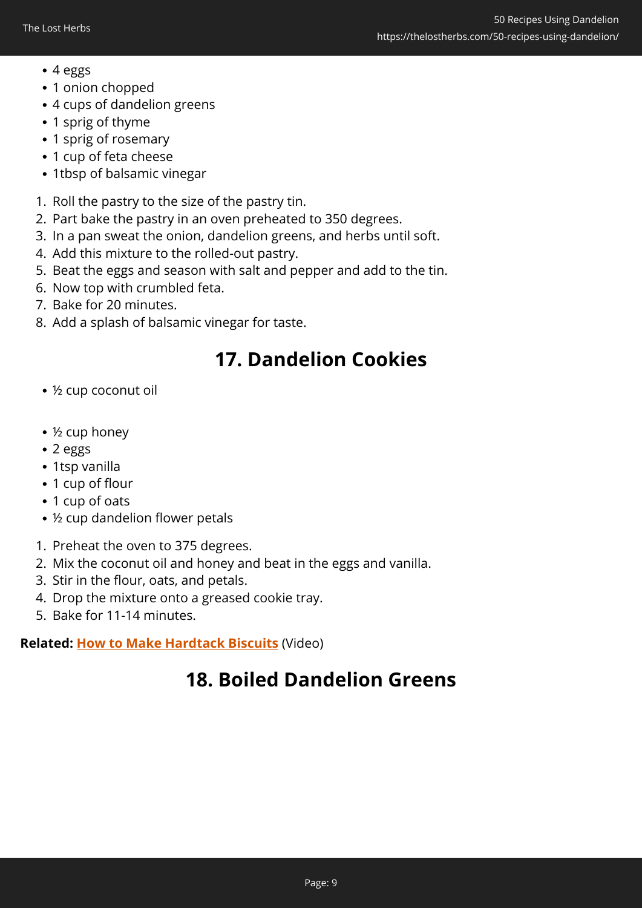- 4 eggs
- 1 onion chopped
- 4 cups of dandelion greens
- 1 sprig of thyme
- 1 sprig of rosemary
- 1 cup of feta cheese
- 1tbsp of balsamic vinegar

1. Roll the pastry to the size of the pastry tin.
2. Part bake the pastry in an oven preheated to 350 degrees.
3. In a pan sweat the onion, dandelion greens, and herbs until soft.
4. Add this mixture to the rolled-out pastry.
5. Beat the eggs and season with salt and pepper and add to the tin.
6. Now top with crumbled feta.
7. Bake for 20 minutes.
8. Add a splash of balsamic vinegar for taste.

## 17. Dandelion Cookies

- ½ cup coconut oil
- ½ cup honey
- 2 eggs
- 1tsp vanilla
- 1 cup of flour
- 1 cup of oats
- ½ cup dandelion flower petals

1. Preheat the oven to 375 degrees.
2. Mix the coconut oil and honey and beat in the eggs and vanilla.
3. Stir in the flour, oats, and petals.
4. Drop the mixture onto a greased cookie tray.
5. Bake for 11-14 minutes.

**Related: How to Make Hardtack Biscuits** (Video)

## 18. Boiled Dandelion Greens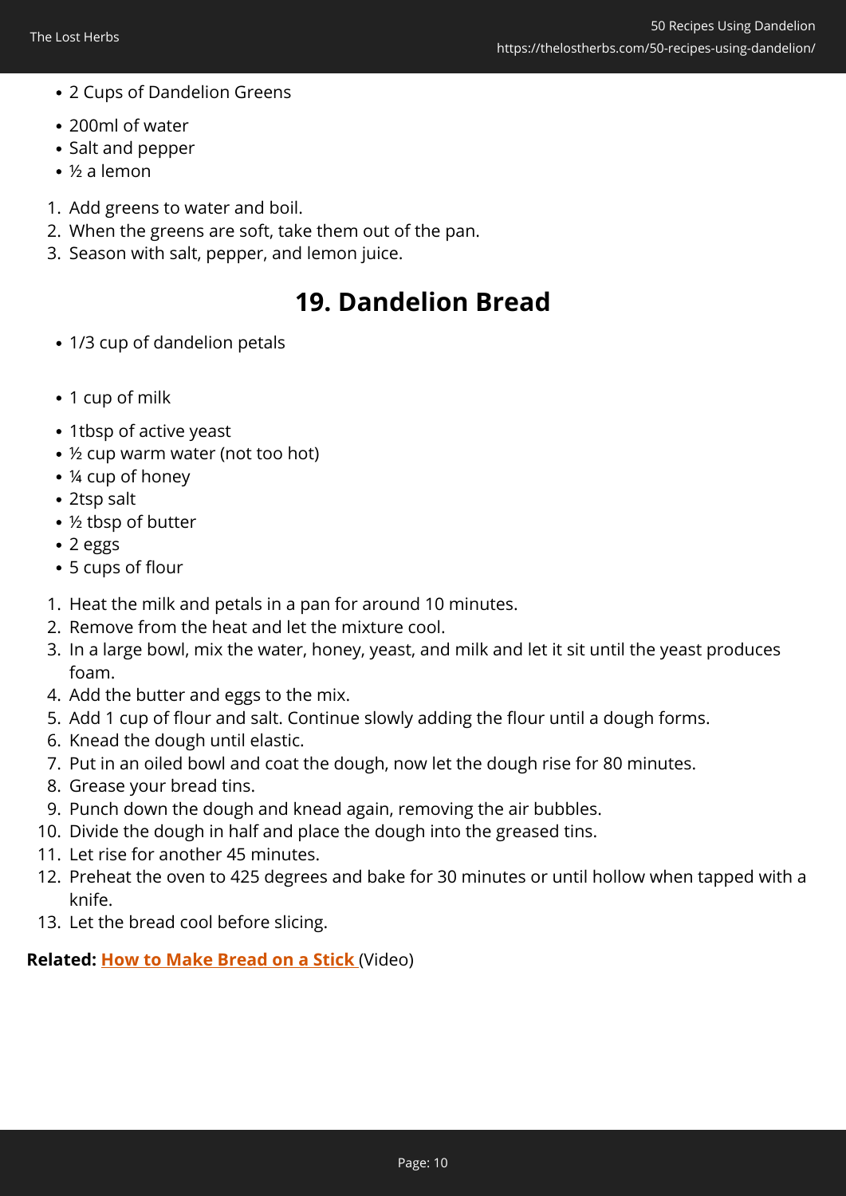- 2 Cups of Dandelion Greens
- 200ml of water
- Salt and pepper
- ½ a lemon

1. Add greens to water and boil.
2. When the greens are soft, take them out of the pan.
3. Season with salt, pepper, and lemon juice.

## 19. Dandelion Bread

- 1/3 cup of dandelion petals
- 1 cup of milk
- 1tbsp of active yeast
- ½ cup warm water (not too hot)
- ¼ cup of honey
- 2tsp salt
- ½ tbsp of butter
- 2 eggs
- 5 cups of flour

1. Heat the milk and petals in a pan for around 10 minutes.
2. Remove from the heat and let the mixture cool.
3. In a large bowl, mix the water, honey, yeast, and milk and let it sit until the yeast produces foam.
4. Add the butter and eggs to the mix.
5. Add 1 cup of flour and salt. Continue slowly adding the flour until a dough forms.
6. Knead the dough until elastic.
7. Put in an oiled bowl and coat the dough, now let the dough rise for 80 minutes.
8. Grease your bread tins.
9. Punch down the dough and knead again, removing the air bubbles.
10. Divide the dough in half and place the dough into the greased tins.
11. Let rise for another 45 minutes.
12. Preheat the oven to 425 degrees and bake for 30 minutes or until hollow when tapped with a knife.
13. Let the bread cool before slicing.

**Related: How to Make Bread on a Stick** (Video)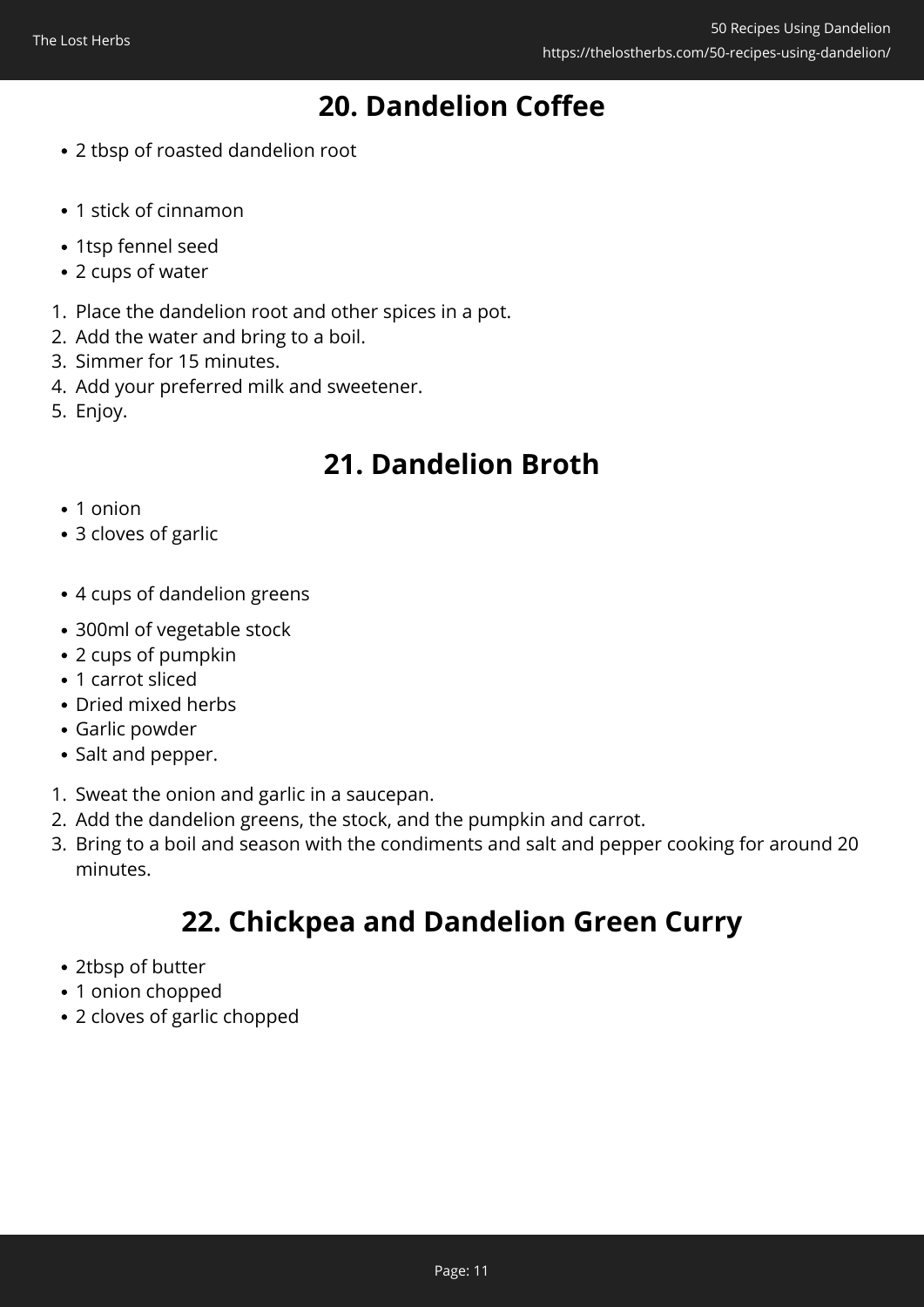## 20. Dandelion Coffee

- 2 tbsp of roasted dandelion root
- 1 stick of cinnamon
- 1tsp fennel seed
- 2 cups of water

1. Place the dandelion root and other spices in a pot.
2. Add the water and bring to a boil.
3. Simmer for 15 minutes.
4. Add your preferred milk and sweetener.
5. Enjoy.

## 21. Dandelion Broth

- 1 onion
- 3 cloves of garlic
- 4 cups of dandelion greens
- 300ml of vegetable stock
- 2 cups of pumpkin
- 1 carrot sliced
- Dried mixed herbs
- Garlic powder
- Salt and pepper.

1. Sweat the onion and garlic in a saucepan.
2. Add the dandelion greens, the stock, and the pumpkin and carrot.
3. Bring to a boil and season with the condiments and salt and pepper cooking for around 20 minutes.

## 22. Chickpea and Dandelion Green Curry

- 2tbsp of butter
- 1 onion chopped
- 2 cloves of garlic chopped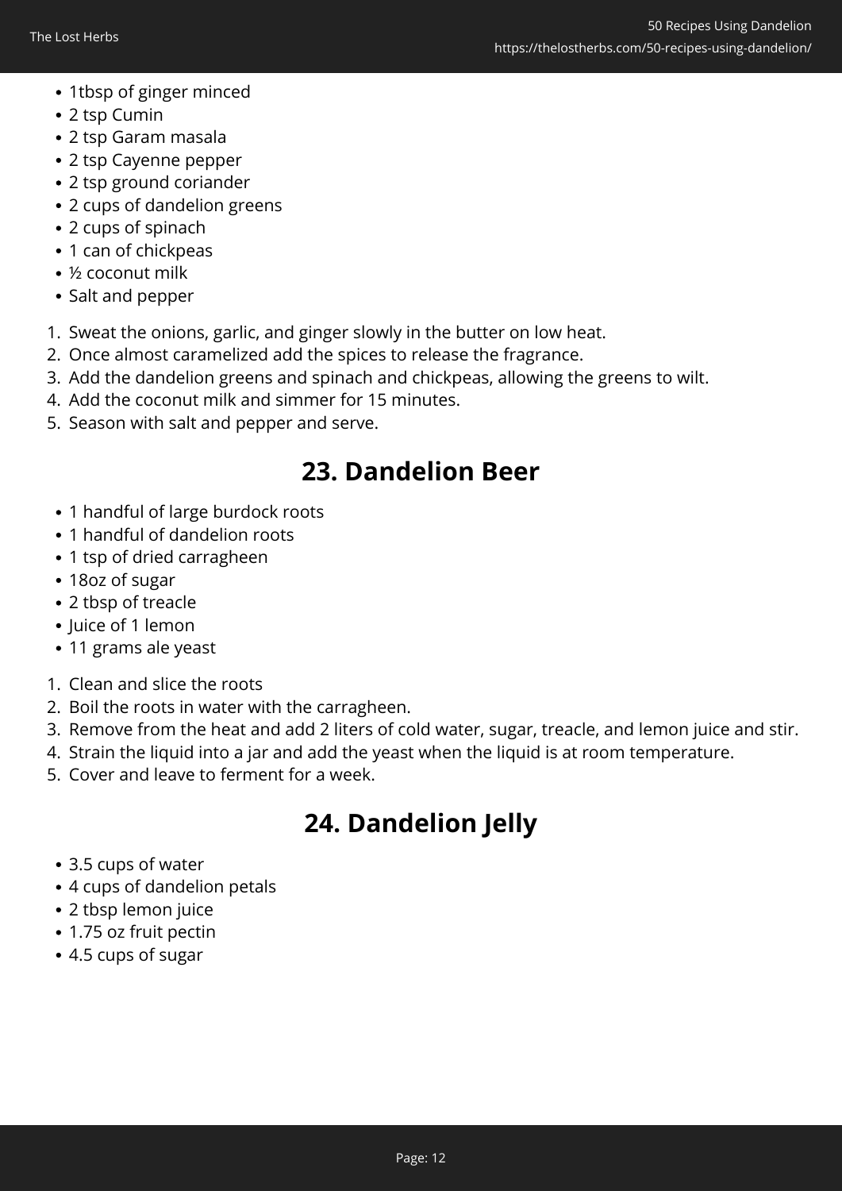- 1tbsp of ginger minced
- 2 tsp Cumin
- 2 tsp Garam masala
- 2 tsp Cayenne pepper
- 2 tsp ground coriander
- 2 cups of dandelion greens
- 2 cups of spinach
- 1 can of chickpeas
- ½ coconut milk
- Salt and pepper

1. Sweat the onions, garlic, and ginger slowly in the butter on low heat.
2. Once almost caramelized add the spices to release the fragrance.
3. Add the dandelion greens and spinach and chickpeas, allowing the greens to wilt.
4. Add the coconut milk and simmer for 15 minutes.
5. Season with salt and pepper and serve.

## 23. Dandelion Beer

- 1 handful of large burdock roots
- 1 handful of dandelion roots
- 1 tsp of dried carragheen
- 18oz of sugar
- 2 tbsp of treacle
- Juice of 1 lemon
- 11 grams ale yeast

1. Clean and slice the roots
2. Boil the roots in water with the carragheen.
3. Remove from the heat and add 2 liters of cold water, sugar, treacle, and lemon juice and stir.
4. Strain the liquid into a jar and add the yeast when the liquid is at room temperature.
5. Cover and leave to ferment for a week.

## 24. Dandelion Jelly

- 3.5 cups of water
- 4 cups of dandelion petals
- 2 tbsp lemon juice
- 1.75 oz fruit pectin
- 4.5 cups of sugar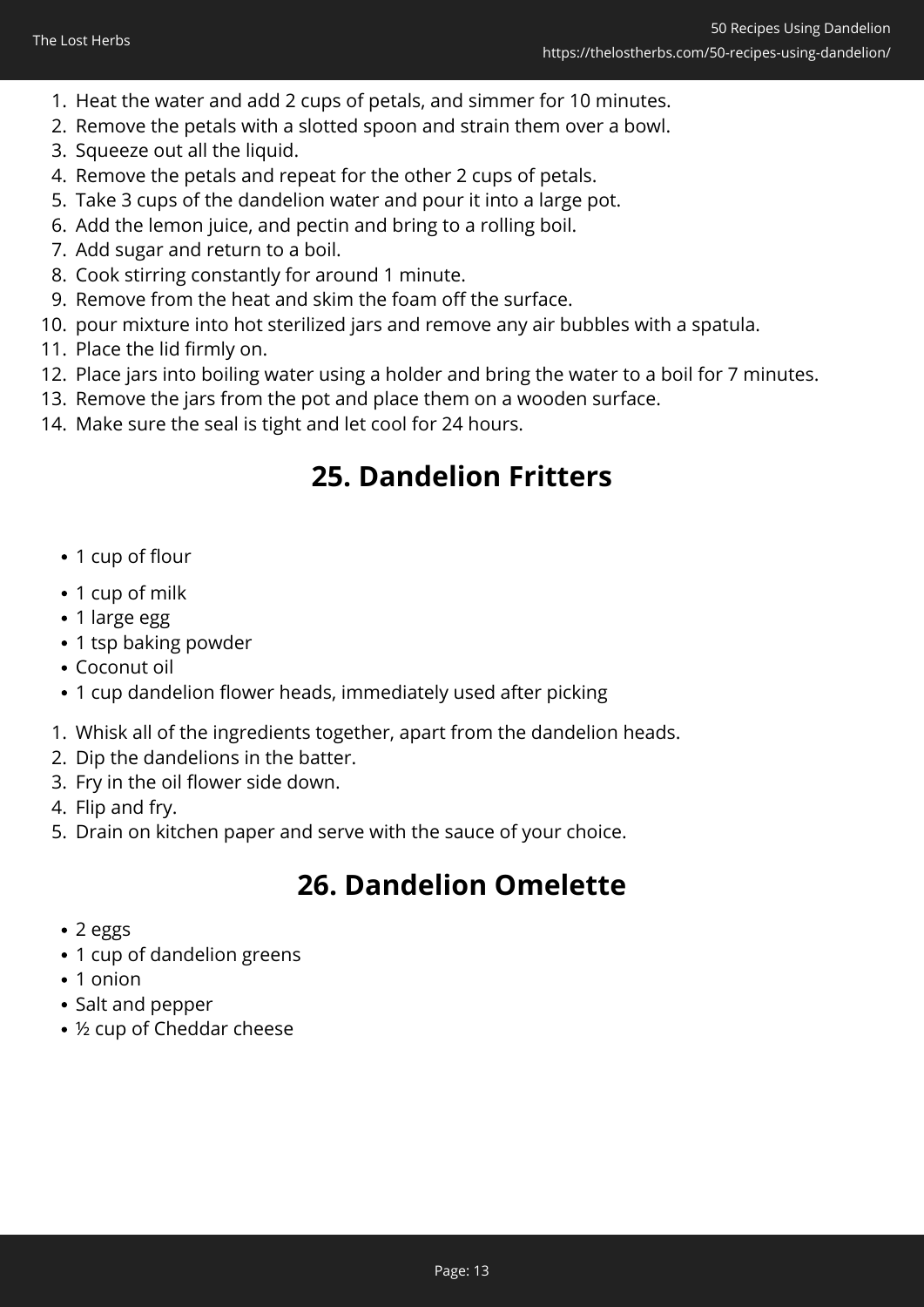1. Heat the water and add 2 cups of petals, and simmer for 10 minutes.
2. Remove the petals with a slotted spoon and strain them over a bowl.
3. Squeeze out all the liquid.
4. Remove the petals and repeat for the other 2 cups of petals.
5. Take 3 cups of the dandelion water and pour it into a large pot.
6. Add the lemon juice, and pectin and bring to a rolling boil.
7. Add sugar and return to a boil.
8. Cook stirring constantly for around 1 minute.
9. Remove from the heat and skim the foam off the surface.
10. pour mixture into hot sterilized jars and remove any air bubbles with a spatula.
11. Place the lid firmly on.
12. Place jars into boiling water using a holder and bring the water to a boil for 7 minutes.
13. Remove the jars from the pot and place them on a wooden surface.
14. Make sure the seal is tight and let cool for 24 hours.

## 25. Dandelion Fritters

- 1 cup of flour
- 1 cup of milk
- 1 large egg
- 1 tsp baking powder
- Coconut oil
- 1 cup dandelion flower heads, immediately used after picking

1. Whisk all of the ingredients together, apart from the dandelion heads.
2. Dip the dandelions in the batter.
3. Fry in the oil flower side down.
4. Flip and fry.
5. Drain on kitchen paper and serve with the sauce of your choice.

## 26. Dandelion Omelette

- 2 eggs
- 1 cup of dandelion greens
- 1 onion
- Salt and pepper
- ½ cup of Cheddar cheese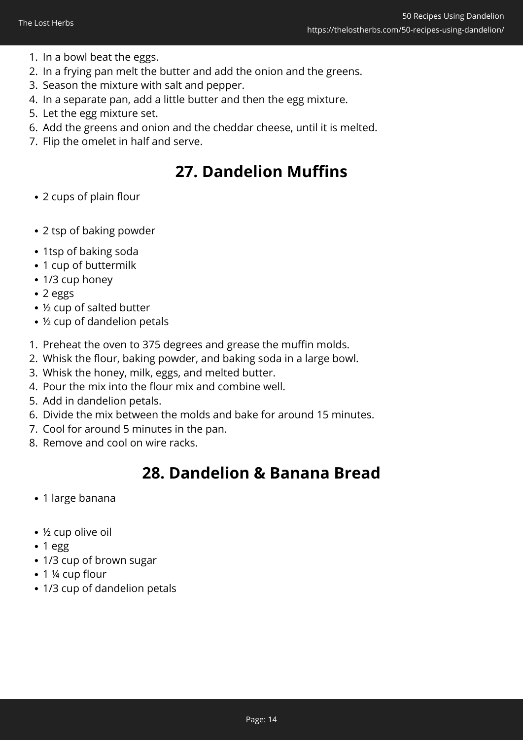1. In a bowl beat the eggs.
2. In a frying pan melt the butter and add the onion and the greens.
3. Season the mixture with salt and pepper.
4. In a separate pan, add a little butter and then the egg mixture.
5. Let the egg mixture set.
6. Add the greens and onion and the cheddar cheese, until it is melted.
7. Flip the omelet in half and serve.

## 27. Dandelion Muffins

- 2 cups of plain flour
- 2 tsp of baking powder
- 1tsp of baking soda
- 1 cup of buttermilk
- 1/3 cup honey
- 2 eggs
- ½ cup of salted butter
- ½ cup of dandelion petals

1. Preheat the oven to 375 degrees and grease the muffin molds.
2. Whisk the flour, baking powder, and baking soda in a large bowl.
3. Whisk the honey, milk, eggs, and melted butter.
4. Pour the mix into the flour mix and combine well.
5. Add in dandelion petals.
6. Divide the mix between the molds and bake for around 15 minutes.
7. Cool for around 5 minutes in the pan.
8. Remove and cool on wire racks.

## 28. Dandelion & Banana Bread

- 1 large banana
- ½ cup olive oil
- 1 egg
- 1/3 cup of brown sugar
- 1 ¼ cup flour
- 1/3 cup of dandelion petals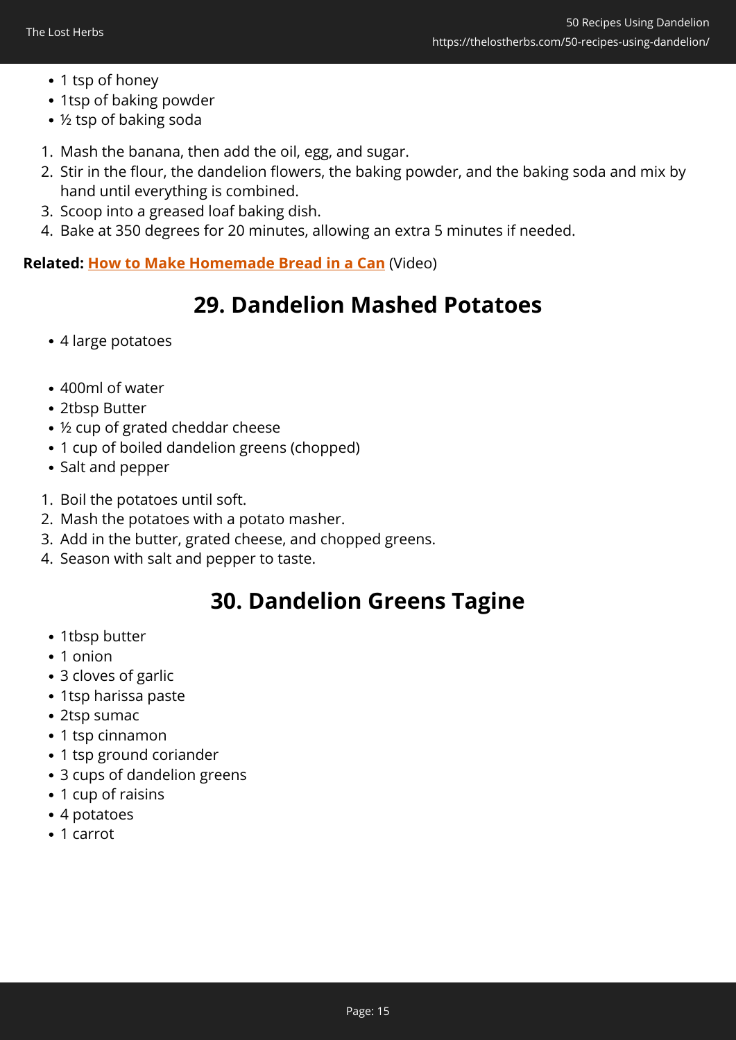- 1 tsp of honey
- 1tsp of baking powder
- ½ tsp of baking soda

1. Mash the banana, then add the oil, egg, and sugar.
2. Stir in the flour, the dandelion flowers, the baking powder, and the baking soda and mix by hand until everything is combined.
3. Scoop into a greased loaf baking dish.
4. Bake at 350 degrees for 20 minutes, allowing an extra 5 minutes if needed.

**Related:** **How to Make Homemade Bread in a Can** (Video)

## 29. Dandelion Mashed Potatoes

- 4 large potatoes

- 400ml of water
- 2tbsp Butter
- ½ cup of grated cheddar cheese
- 1 cup of boiled dandelion greens (chopped)
- Salt and pepper

1. Boil the potatoes until soft.
2. Mash the potatoes with a potato masher.
3. Add in the butter, grated cheese, and chopped greens.
4. Season with salt and pepper to taste.

## 30. Dandelion Greens Tagine

- 1tbsp butter
- 1 onion
- 3 cloves of garlic
- 1tsp harissa paste
- 2tsp sumac
- 1 tsp cinnamon
- 1 tsp ground coriander
- 3 cups of dandelion greens
- 1 cup of raisins
- 4 potatoes
- 1 carrot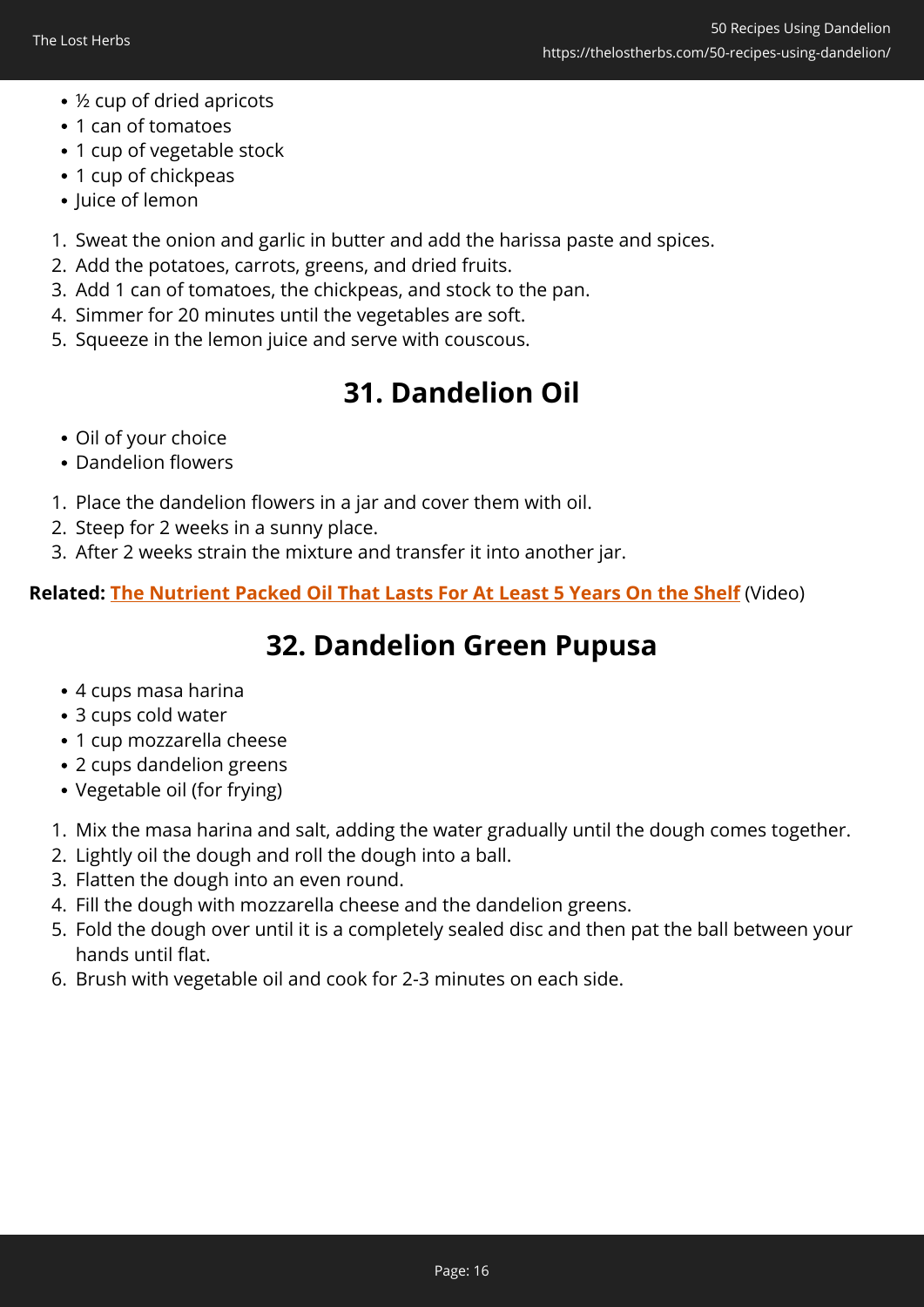- ½ cup of dried apricots
- 1 can of tomatoes
- 1 cup of vegetable stock
- 1 cup of chickpeas
- Juice of lemon

1. Sweat the onion and garlic in butter and add the harissa paste and spices.
2. Add the potatoes, carrots, greens, and dried fruits.
3. Add 1 can of tomatoes, the chickpeas, and stock to the pan.
4. Simmer for 20 minutes until the vegetables are soft.
5. Squeeze in the lemon juice and serve with couscous.

## 31. Dandelion Oil

- Oil of your choice
- Dandelion flowers

1. Place the dandelion flowers in a jar and cover them with oil.
2. Steep for 2 weeks in a sunny place.
3. After 2 weeks strain the mixture and transfer it into another jar.

**Related: The Nutrient Packed Oil That Lasts For At Least 5 Years On the Shelf** (Video)

## 32. Dandelion Green Pupusa

- 4 cups masa harina
- 3 cups cold water
- 1 cup mozzarella cheese
- 2 cups dandelion greens
- Vegetable oil (for frying)

1. Mix the masa harina and salt, adding the water gradually until the dough comes together.
2. Lightly oil the dough and roll the dough into a ball.
3. Flatten the dough into an even round.
4. Fill the dough with mozzarella cheese and the dandelion greens.
5. Fold the dough over until it is a completely sealed disc and then pat the ball between your hands until flat.
6. Brush with vegetable oil and cook for 2-3 minutes on each side.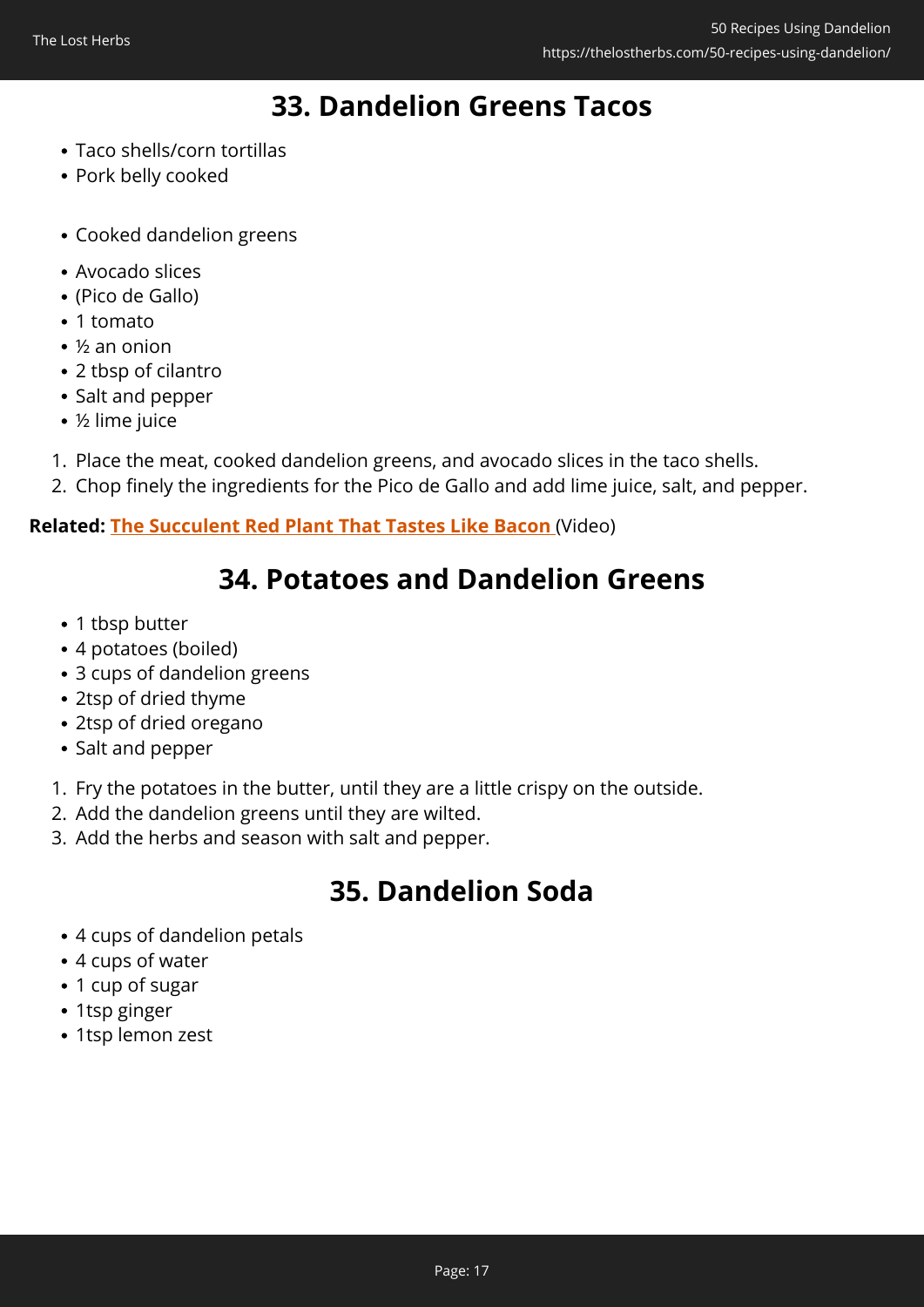## 33. Dandelion Greens Tacos

- Taco shells/corn tortillas
- Pork belly cooked
- Cooked dandelion greens
- Avocado slices
- (Pico de Gallo)
- 1 tomato
- ½ an onion
- 2 tbsp of cilantro
- Salt and pepper
- ½ lime juice

1. Place the meat, cooked dandelion greens, and avocado slices in the taco shells.
2. Chop finely the ingredients for the Pico de Gallo and add lime juice, salt, and pepper.

**Related:** **The Succulent Red Plant That Tastes Like Bacon** (Video)

## 34. Potatoes and Dandelion Greens

- 1 tbsp butter
- 4 potatoes (boiled)
- 3 cups of dandelion greens
- 2tsp of dried thyme
- 2tsp of dried oregano
- Salt and pepper

1. Fry the potatoes in the butter, until they are a little crispy on the outside.
2. Add the dandelion greens until they are wilted.
3. Add the herbs and season with salt and pepper.

## 35. Dandelion Soda

- 4 cups of dandelion petals
- 4 cups of water
- 1 cup of sugar
- 1tsp ginger
- 1tsp lemon zest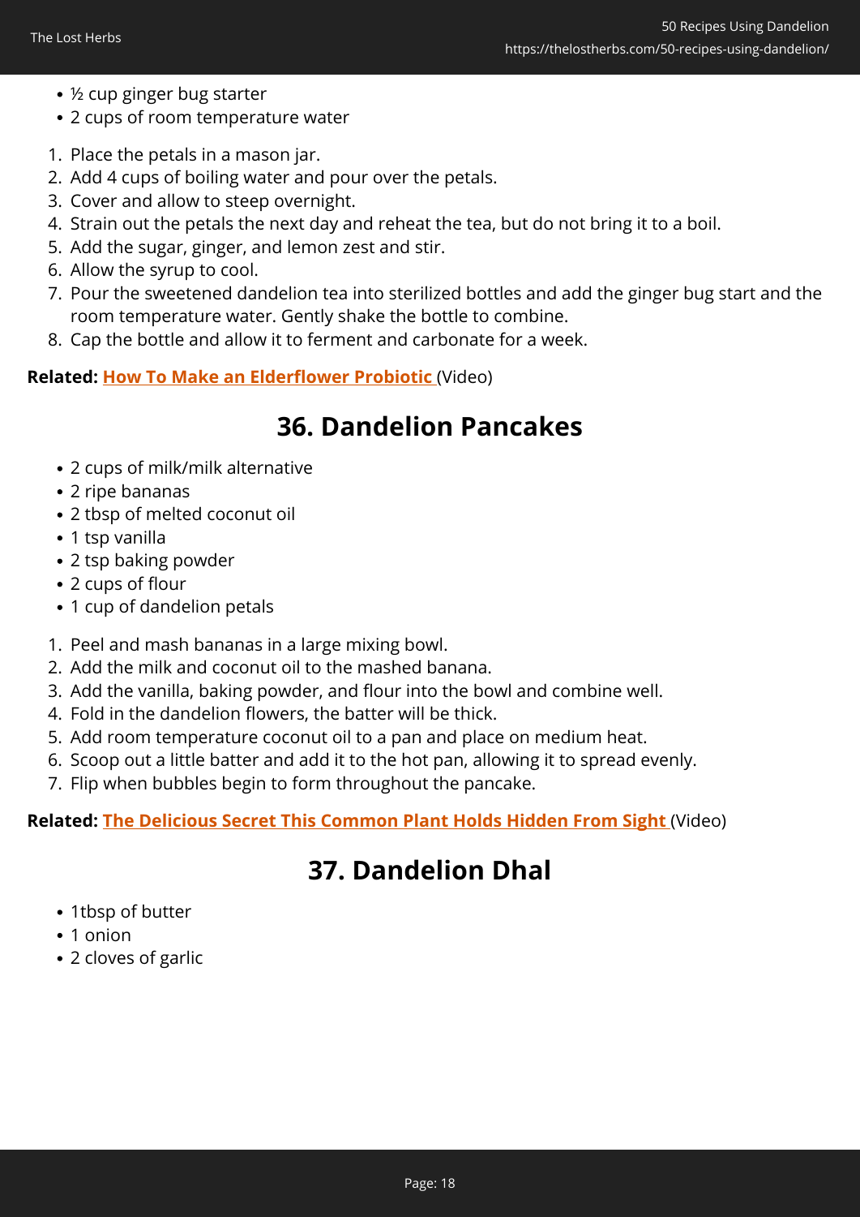- ½ cup ginger bug starter
- 2 cups of room temperature water

1. Place the petals in a mason jar.
2. Add 4 cups of boiling water and pour over the petals.
3. Cover and allow to steep overnight.
4. Strain out the petals the next day and reheat the tea, but do not bring it to a boil.
5. Add the sugar, ginger, and lemon zest and stir.
6. Allow the syrup to cool.
7. Pour the sweetened dandelion tea into sterilized bottles and add the ginger bug start and the room temperature water. Gently shake the bottle to combine.
8. Cap the bottle and allow it to ferment and carbonate for a week.

**Related: How To Make an Elderflower Probiotic** (Video)

## 36. Dandelion Pancakes

- 2 cups of milk/milk alternative
- 2 ripe bananas
- 2 tbsp of melted coconut oil
- 1 tsp vanilla
- 2 tsp baking powder
- 2 cups of flour
- 1 cup of dandelion petals

1. Peel and mash bananas in a large mixing bowl.
2. Add the milk and coconut oil to the mashed banana.
3. Add the vanilla, baking powder, and flour into the bowl and combine well.
4. Fold in the dandelion flowers, the batter will be thick.
5. Add room temperature coconut oil to a pan and place on medium heat.
6. Scoop out a little batter and add it to the hot pan, allowing it to spread evenly.
7. Flip when bubbles begin to form throughout the pancake.

**Related: The Delicious Secret This Common Plant Holds Hidden From Sight** (Video)

## 37. Dandelion Dhal

- 1tbsp of butter
- 1 onion
- 2 cloves of garlic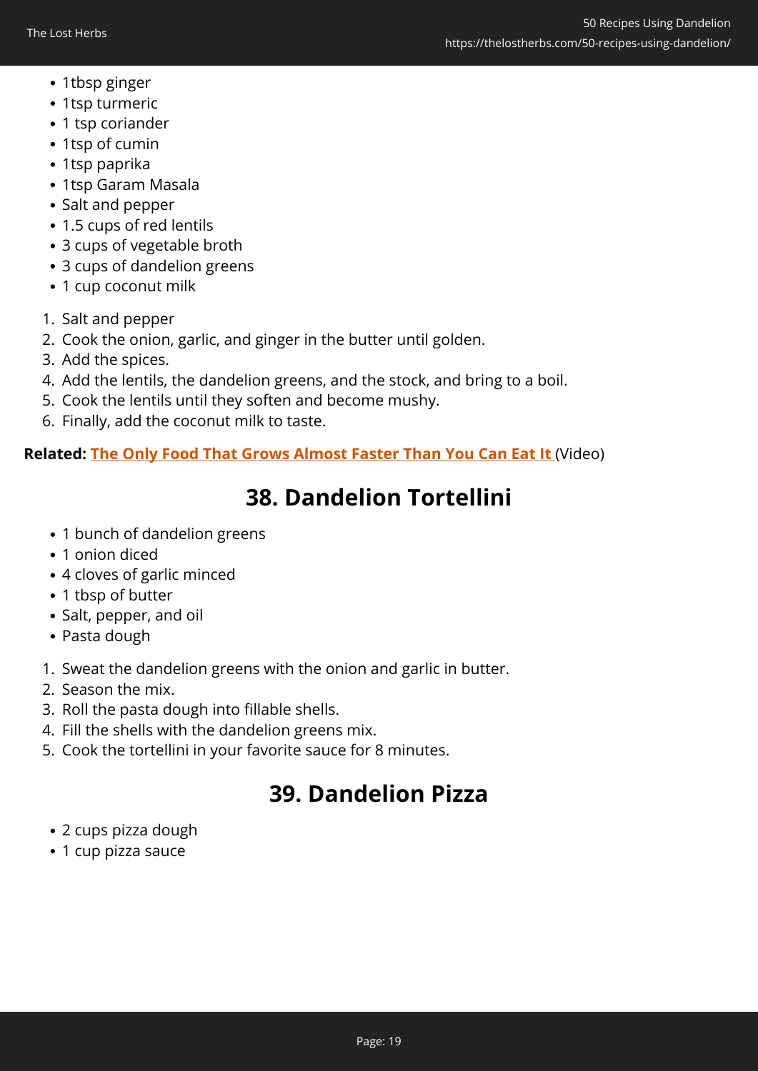- 1tbsp ginger
- 1tsp turmeric
- 1 tsp coriander
- 1tsp of cumin
- 1tsp paprika
- 1tsp Garam Masala
- Salt and pepper
- 1.5 cups of red lentils
- 3 cups of vegetable broth
- 3 cups of dandelion greens
- 1 cup coconut milk

1. Salt and pepper
2. Cook the onion, garlic, and ginger in the butter until golden.
3. Add the spices.
4. Add the lentils, the dandelion greens, and the stock, and bring to a boil.
5. Cook the lentils until they soften and become mushy.
6. Finally, add the coconut milk to taste.

**Related:** **[The Only Food That Grows Almost Faster Than You Can Eat It](#)** (Video)

## 38. Dandelion Tortellini

- 1 bunch of dandelion greens
- 1 onion diced
- 4 cloves of garlic minced
- 1 tbsp of butter
- Salt, pepper, and oil
- Pasta dough

1. Sweat the dandelion greens with the onion and garlic in butter.
2. Season the mix.
3. Roll the pasta dough into fillable shells.
4. Fill the shells with the dandelion greens mix.
5. Cook the tortellini in your favorite sauce for 8 minutes.

## 39. Dandelion Pizza

- 2 cups pizza dough
- 1 cup pizza sauce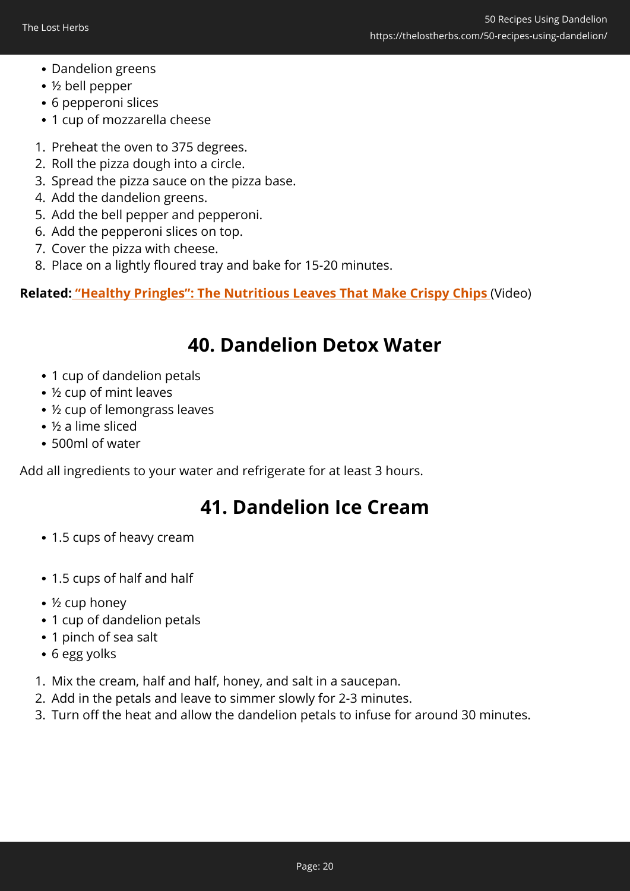- Dandelion greens
- ½ bell pepper
- 6 pepperoni slices
- 1 cup of mozzarella cheese

1. Preheat the oven to 375 degrees.
2. Roll the pizza dough into a circle.
3. Spread the pizza sauce on the pizza base.
4. Add the dandelion greens.
5. Add the bell pepper and pepperoni.
6. Add the pepperoni slices on top.
7. Cover the pizza with cheese.
8. Place on a lightly floured tray and bake for 15-20 minutes.

**Related: "Healthy Pringles": The Nutritious Leaves That Make Crispy Chips** (Video)

## 40. Dandelion Detox Water

- 1 cup of dandelion petals
- ½ cup of mint leaves
- ½ cup of lemongrass leaves
- ½ a lime sliced
- 500ml of water

Add all ingredients to your water and refrigerate for at least 3 hours.

## 41. Dandelion Ice Cream

- 1.5 cups of heavy cream
- 1.5 cups of half and half
- ½ cup honey
- 1 cup of dandelion petals
- 1 pinch of sea salt
- 6 egg yolks

1. Mix the cream, half and half, honey, and salt in a saucepan.
2. Add in the petals and leave to simmer slowly for 2-3 minutes.
3. Turn off the heat and allow the dandelion petals to infuse for around 30 minutes.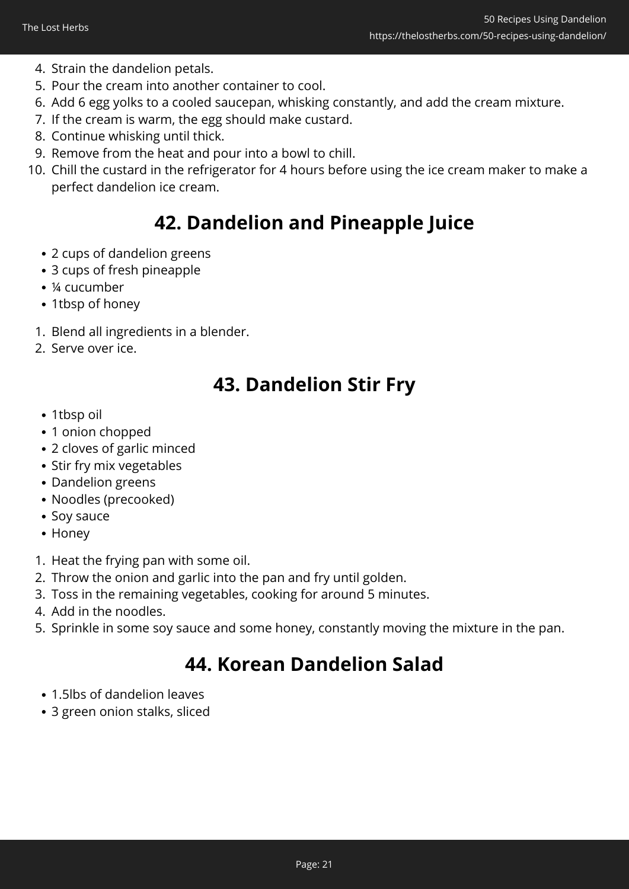4. Strain the dandelion petals.
5. Pour the cream into another container to cool.
6. Add 6 egg yolks to a cooled saucepan, whisking constantly, and add the cream mixture.
7. If the cream is warm, the egg should make custard.
8. Continue whisking until thick.
9. Remove from the heat and pour into a bowl to chill.
10. Chill the custard in the refrigerator for 4 hours before using the ice cream maker to make a perfect dandelion ice cream.

## 42. Dandelion and Pineapple Juice

- 2 cups of dandelion greens
- 3 cups of fresh pineapple
- ¼ cucumber
- 1tbsp of honey

1. Blend all ingredients in a blender.
2. Serve over ice.

## 43. Dandelion Stir Fry

- 1tbsp oil
- 1 onion chopped
- 2 cloves of garlic minced
- Stir fry mix vegetables
- Dandelion greens
- Noodles (precooked)
- Soy sauce
- Honey

1. Heat the frying pan with some oil.
2. Throw the onion and garlic into the pan and fry until golden.
3. Toss in the remaining vegetables, cooking for around 5 minutes.
4. Add in the noodles.
5. Sprinkle in some soy sauce and some honey, constantly moving the mixture in the pan.

## 44. Korean Dandelion Salad

- 1.5lbs of dandelion leaves
- 3 green onion stalks, sliced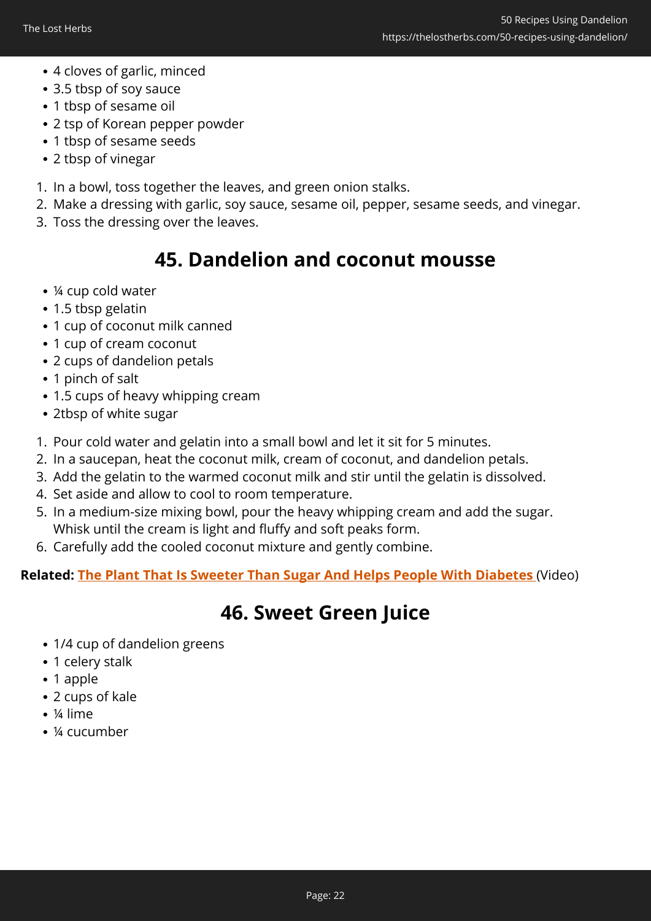- 4 cloves of garlic, minced
- 3.5 tbsp of soy sauce
- 1 tbsp of sesame oil
- 2 tsp of Korean pepper powder
- 1 tbsp of sesame seeds
- 2 tbsp of vinegar

1. In a bowl, toss together the leaves, and green onion stalks.
2. Make a dressing with garlic, soy sauce, sesame oil, pepper, sesame seeds, and vinegar.
3. Toss the dressing over the leaves.

## 45. Dandelion and coconut mousse

- ¼ cup cold water
- 1.5 tbsp gelatin
- 1 cup of coconut milk canned
- 1 cup of cream coconut
- 2 cups of dandelion petals
- 1 pinch of salt
- 1.5 cups of heavy whipping cream
- 2tbsp of white sugar

1. Pour cold water and gelatin into a small bowl and let it sit for 5 minutes.
2. In a saucepan, heat the coconut milk, cream of coconut, and dandelion petals.
3. Add the gelatin to the warmed coconut milk and stir until the gelatin is dissolved.
4. Set aside and allow to cool to room temperature.
5. In a medium-size mixing bowl, pour the heavy whipping cream and add the sugar. Whisk until the cream is light and fluffy and soft peaks form.
6. Carefully add the cooled coconut mixture and gently combine.

**Related: The Plant That Is Sweeter Than Sugar And Helps People With Diabetes** (Video)

## 46. Sweet Green Juice

- 1/4 cup of dandelion greens
- 1 celery stalk
- 1 apple
- 2 cups of kale
- ¼ lime
- ¼ cucumber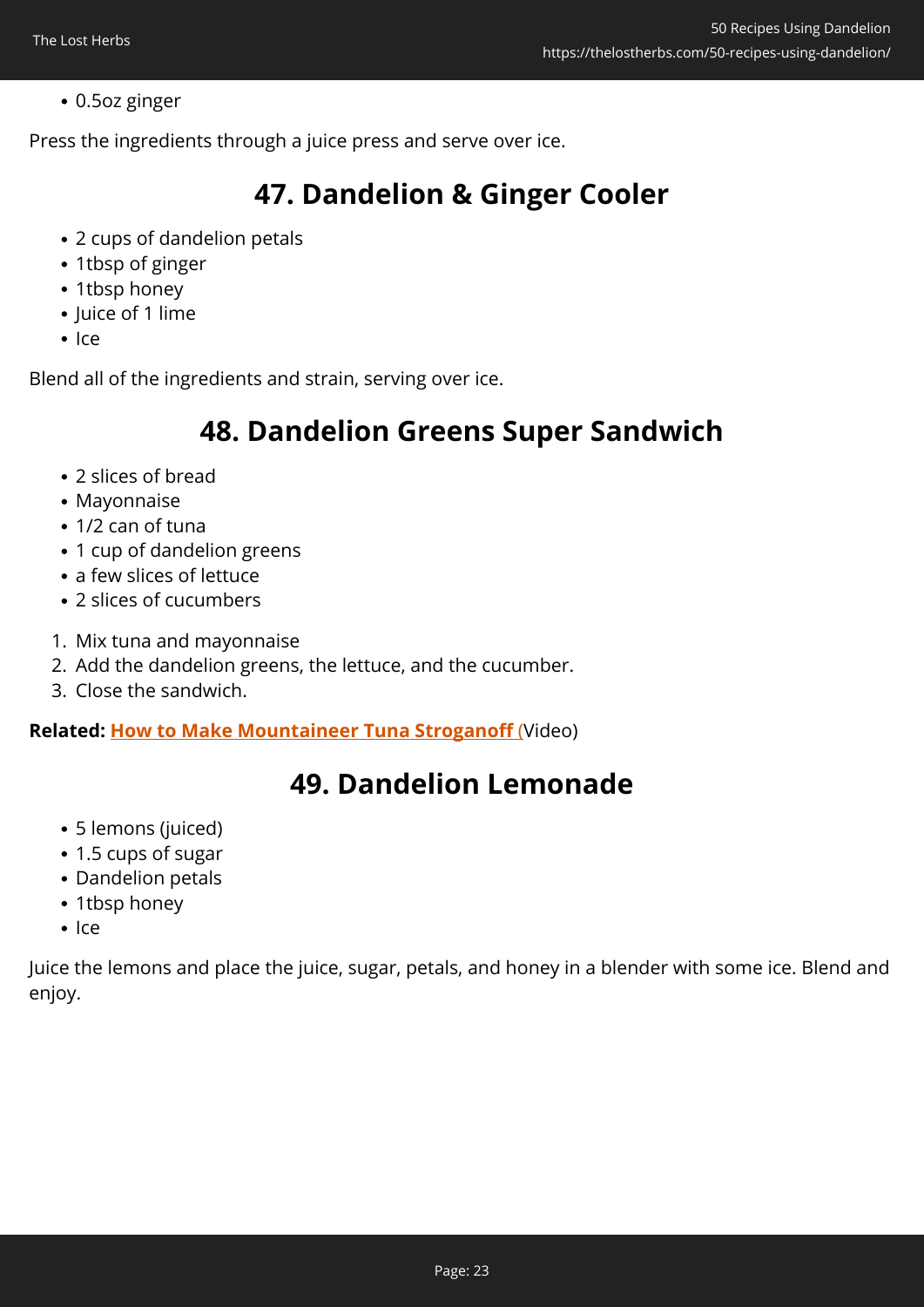- 0.5oz ginger

Press the ingredients through a juice press and serve over ice.

## 47. Dandelion & Ginger Cooler

- 2 cups of dandelion petals
- 1tbsp of ginger
- 1tbsp honey
- Juice of 1 lime
- Ice

Blend all of the ingredients and strain, serving over ice.

## 48. Dandelion Greens Super Sandwich

- 2 slices of bread
- Mayonnaise
- 1/2 can of tuna
- 1 cup of dandelion greens
- a few slices of lettuce
- 2 slices of cucumbers

1. Mix tuna and mayonnaise
2. Add the dandelion greens, the lettuce, and the cucumber.
3. Close the sandwich.

**Related:** **How to Make Mountaineer Tuna Stroganoff (**Video)

## 49. Dandelion Lemonade

- 5 lemons (juiced)
- 1.5 cups of sugar
- Dandelion petals
- 1tbsp honey
- Ice

Juice the lemons and place the juice, sugar, petals, and honey in a blender with some ice. Blend and enjoy.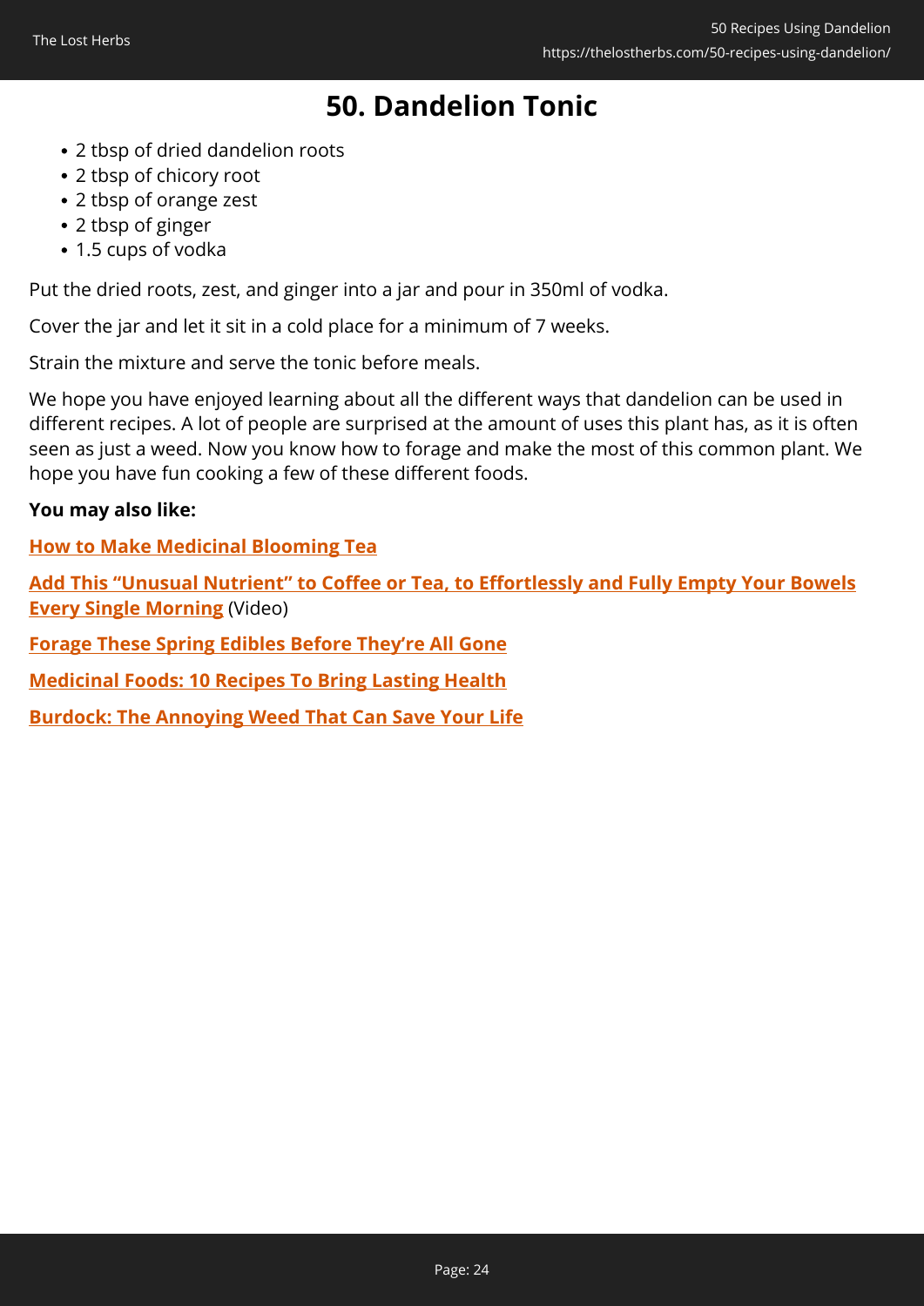## 50. Dandelion Tonic

- 2 tbsp of dried dandelion roots
- 2 tbsp of chicory root
- 2 tbsp of orange zest
- 2 tbsp of ginger
- 1.5 cups of vodka

Put the dried roots, zest, and ginger into a jar and pour in 350ml of vodka.

Cover the jar and let it sit in a cold place for a minimum of 7 weeks.

Strain the mixture and serve the tonic before meals.

We hope you have enjoyed learning about all the different ways that dandelion can be used in different recipes. A lot of people are surprised at the amount of uses this plant has, as it is often seen as just a weed. Now you know how to forage and make the most of this common plant. We hope you have fun cooking a few of these different foods.

**You may also like:**

**How to Make Medicinal Blooming Tea**

**Add This "Unusual Nutrient" to Coffee or Tea, to Effortlessly and Fully Empty Your Bowels Every Single Morning** (Video)

**Forage These Spring Edibles Before They're All Gone**

**Medicinal Foods: 10 Recipes To Bring Lasting Health**

**Burdock: The Annoying Weed That Can Save Your Life**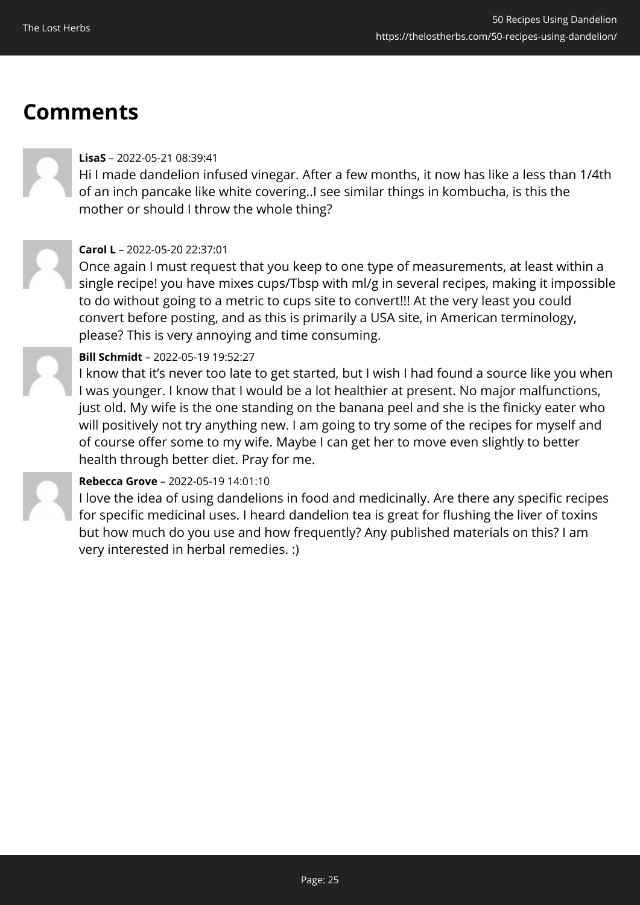## Comments

**LisaS** – 2022-05-21 08:39:41

Hi I made dandelion infused vinegar. After a few months, it now has like a less than 1/4th of an inch pancake like white covering..I see similar things in kombucha, is this the mother or should I throw the whole thing?

**Carol L** – 2022-05-20 22:37:01

Once again I must request that you keep to one type of measurements, at least within a single recipe! you have mixes cups/Tbsp with ml/g in several recipes, making it impossible to do without going to a metric to cups site to convert!!! At the very least you could convert before posting, and as this is primarily a USA site, in American terminology, please? This is very annoying and time consuming.

**Bill Schmidt** – 2022-05-19 19:52:27

I know that it's never too late to get started, but I wish I had found a source like you when I was younger. I know that I would be a lot healthier at present. No major malfunctions, just old. My wife is the one standing on the banana peel and she is the finicky eater who will positively not try anything new. I am going to try some of the recipes for myself and of course offer some to my wife. Maybe I can get her to move even slightly to better health through better diet. Pray for me.

**Rebecca Grove** – 2022-05-19 14:01:10

I love the idea of using dandelions in food and medicinally. Are there any specific recipes for specific medicinal uses. I heard dandelion tea is great for flushing the liver of toxins but how much do you use and how frequently? Any published materials on this? I am very interested in herbal remedies. :)